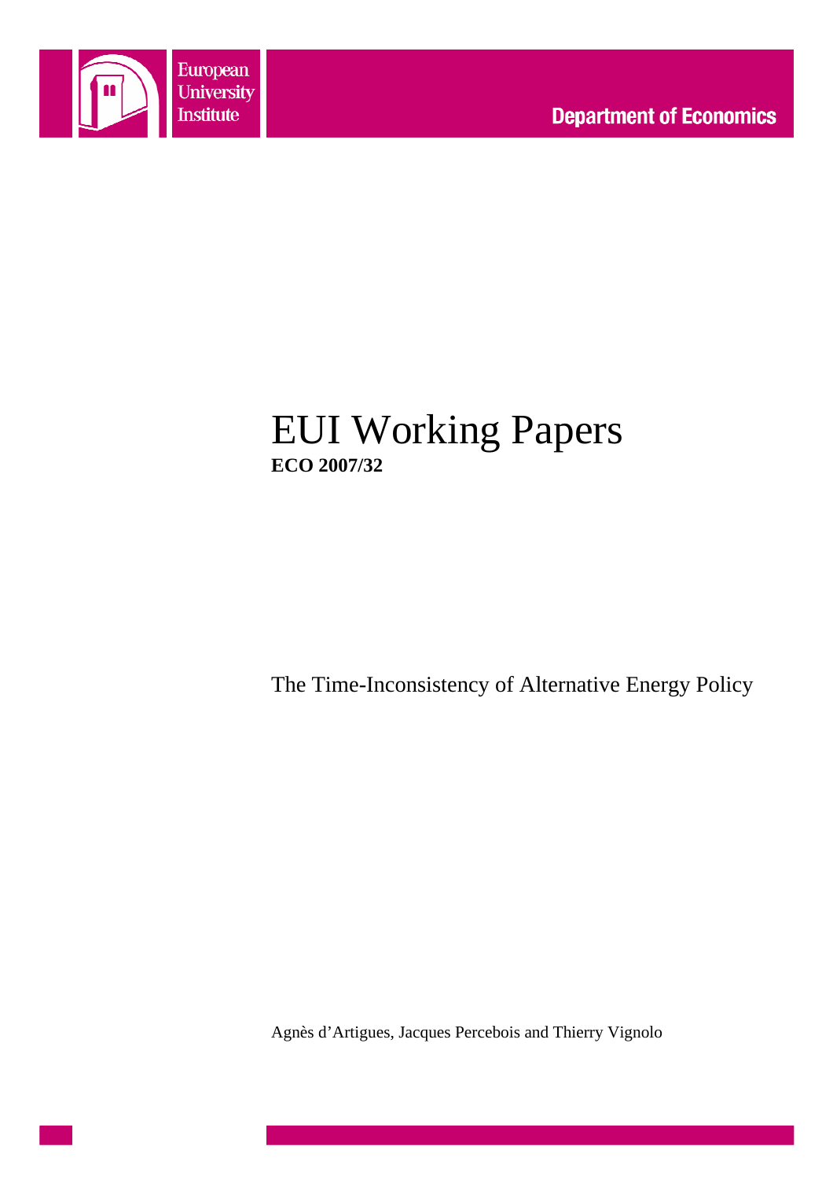European University Institute

Department of Economics

# EUI Working Papers

**ECO 2007/32**

The Time-Inconsistency of Alternative Energy Policy

Agnès d'Artigues, Jacques Percebois and Thierry Vignolo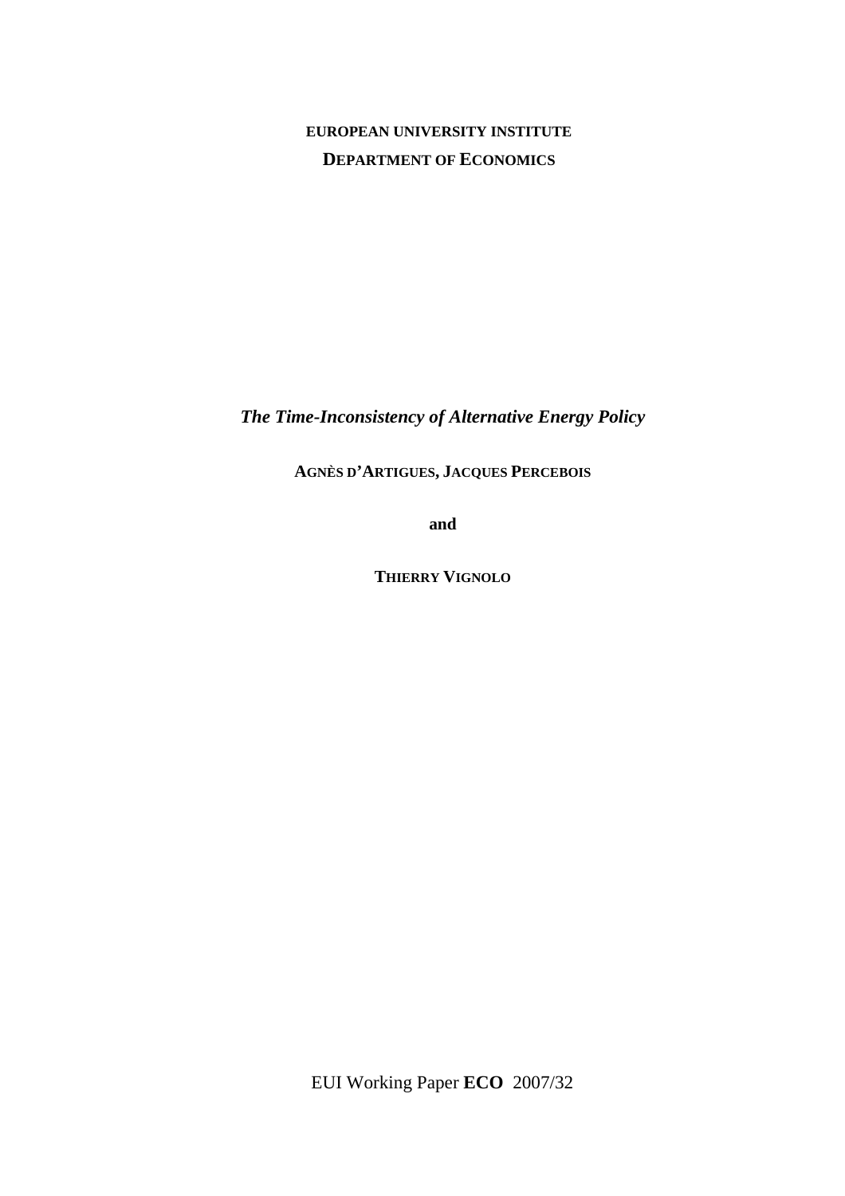**EUROPEAN UNIVERSITY INSTITUTE**

**DEPARTMENT OF ECONOMICS**

# *The Time-Inconsistency of Alternative Energy Policy*

**AGNÈS D'ARTIGUES, JACQUES PERCEBOIS**

**and**

**THIERRY VIGNOLO**

EUI Working Paper **ECO** 2007/32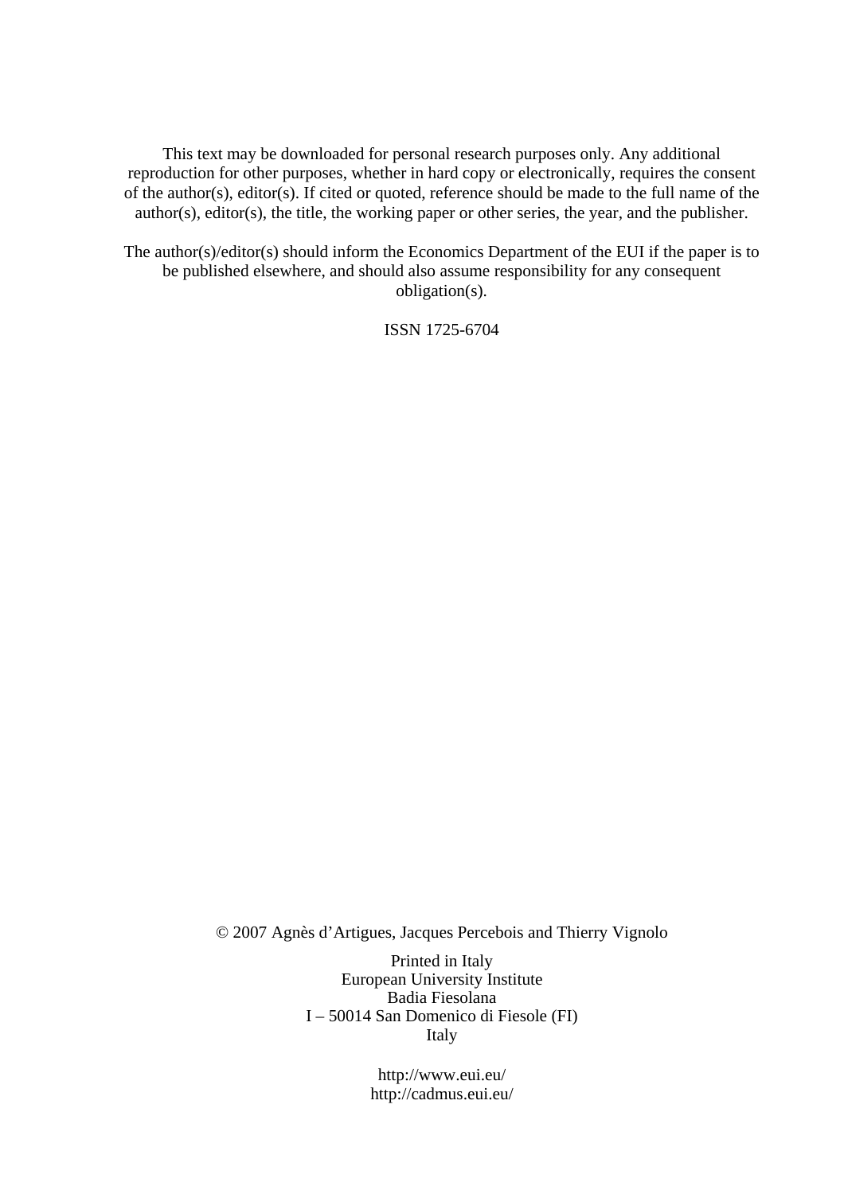This text may be downloaded for personal research purposes only. Any additional reproduction for other purposes, whether in hard copy or electronically, requires the consent of the author(s), editor(s). If cited or quoted, reference should be made to the full name of the author(s), editor(s), the title, the working paper or other series, the year, and the publisher.

The author(s)/editor(s) should inform the Economics Department of the EUI if the paper is to be published elsewhere, and should also assume responsibility for any consequent obligation(s).

ISSN 1725-6704

© 2007 Agnès d'Artigues, Jacques Percebois and Thierry Vignolo

Printed in Italy
European University Institute
Badia Fiesolana
I – 50014 San Domenico di Fiesole (FI)
Italy

http://www.eui.eu/
http://cadmus.eui.eu/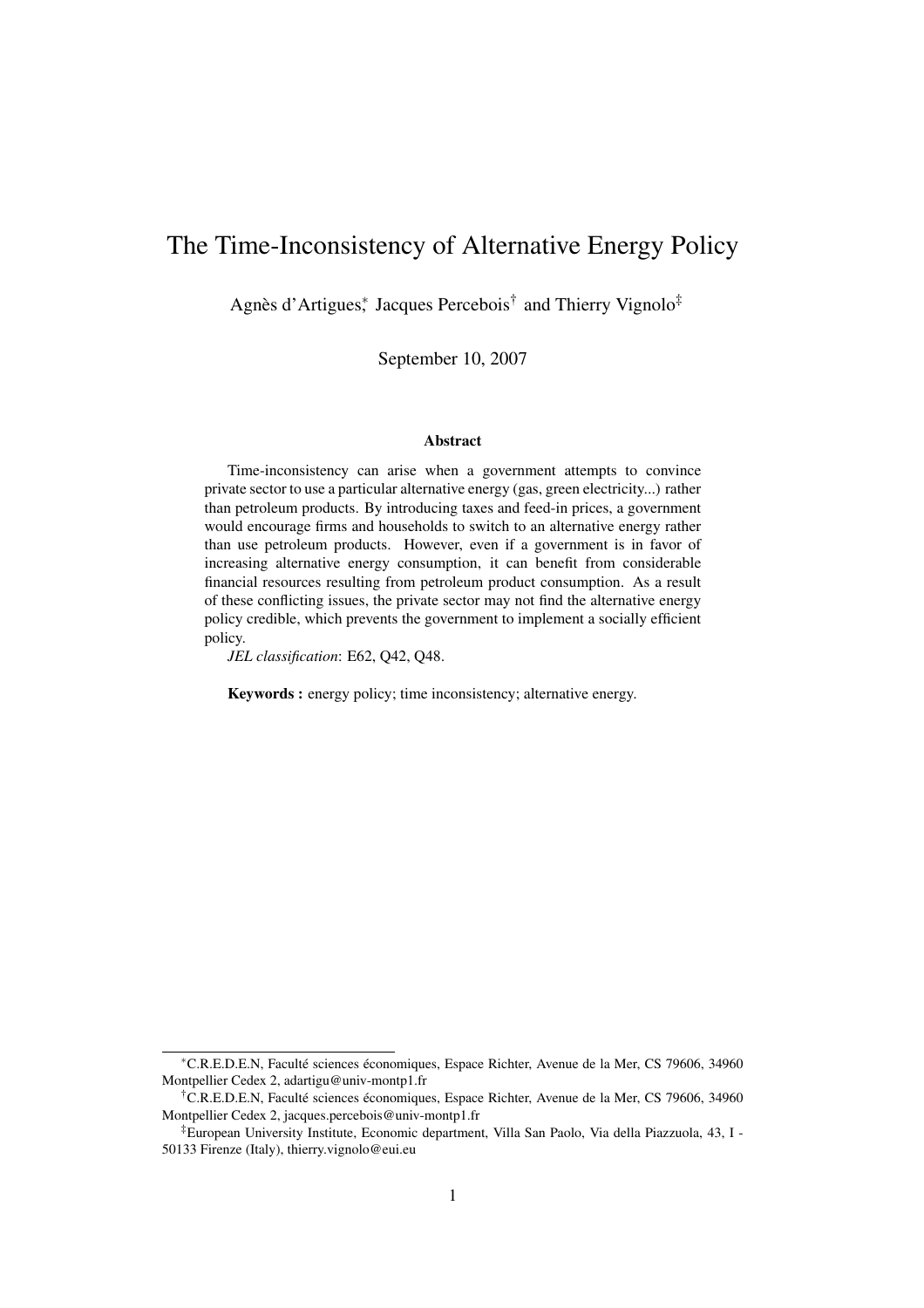# The Time-Inconsistency of Alternative Energy Policy

Agnès d'Artigues,[*] Jacques Percebois[†] and Thierry Vignolo[‡]

September 10, 2007

### Abstract

Time-inconsistency can arise when a government attempts to convince private sector to use a particular alternative energy (gas, green electricity...) rather than petroleum products. By introducing taxes and feed-in prices, a government would encourage firms and households to switch to an alternative energy rather than use petroleum products. However, even if a government is in favor of increasing alternative energy consumption, it can benefit from considerable financial resources resulting from petroleum product consumption. As a result of these conflicting issues, the private sector may not find the alternative energy policy credible, which prevents the government to implement a socially efficient policy.

*JEL classification*: E62, Q42, Q48.

**Keywords :** energy policy; time inconsistency; alternative energy.

---

[*] C.R.E.D.E.N, Faculté sciences économiques, Espace Richter, Avenue de la Mer, CS 79606, 34960 Montpellier Cedex 2, adartigu@univ-montp1.fr

[†] C.R.E.D.E.N, Faculté sciences économiques, Espace Richter, Avenue de la Mer, CS 79606, 34960 Montpellier Cedex 2, jacques.percebois@univ-montp1.fr

[‡] European University Institute, Economic department, Villa San Paolo, Via della Piazzuola, 43, I - 50133 Firenze (Italy), thierry.vignolo@eui.eu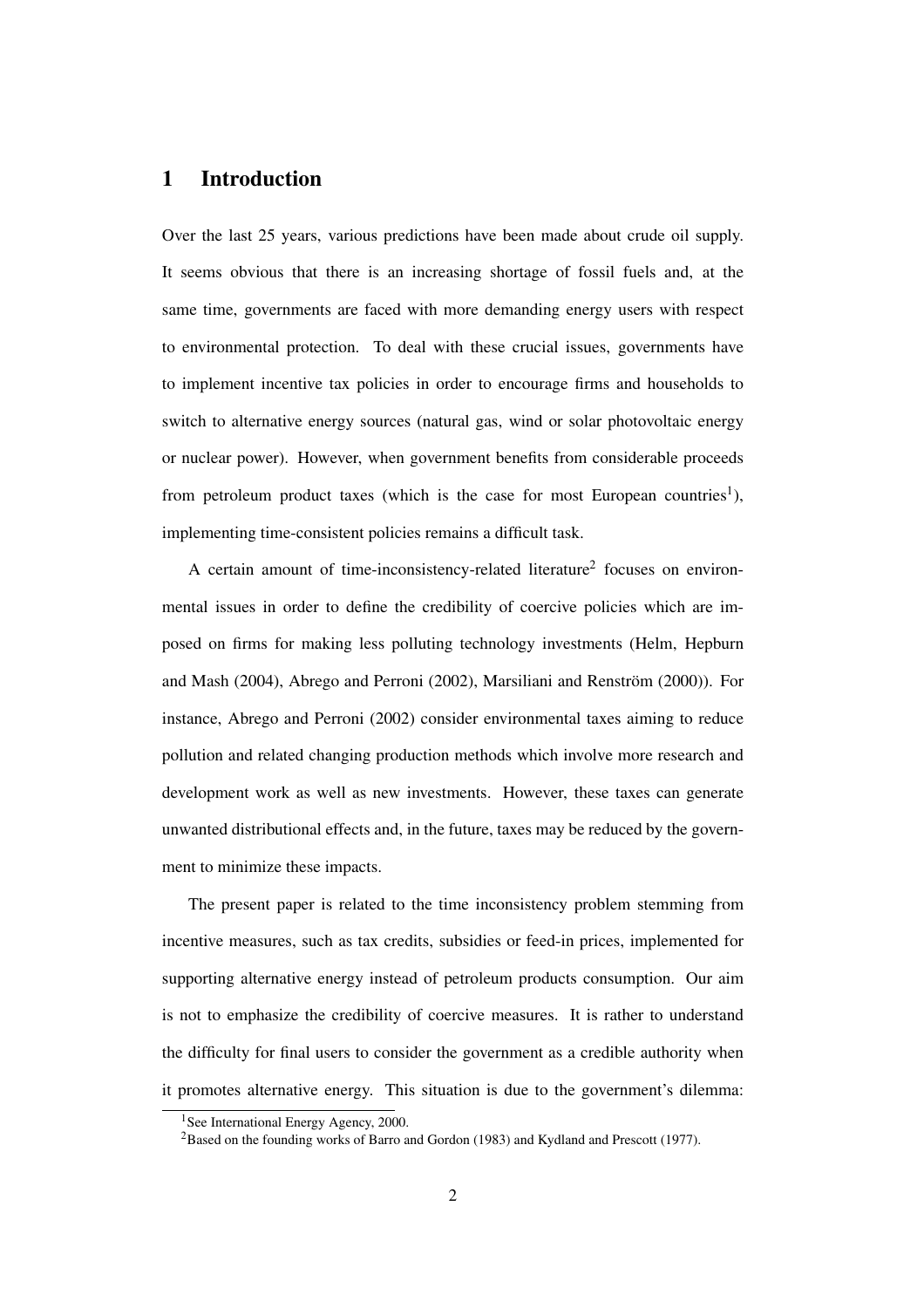## 1 Introduction

Over the last 25 years, various predictions have been made about crude oil supply. It seems obvious that there is an increasing shortage of fossil fuels and, at the same time, governments are faced with more demanding energy users with respect to environmental protection. To deal with these crucial issues, governments have to implement incentive tax policies in order to encourage firms and households to switch to alternative energy sources (natural gas, wind or solar photovoltaic energy or nuclear power). However, when government benefits from considerable proceeds from petroleum product taxes (which is the case for most European countries[1]), implementing time-consistent policies remains a difficult task.

A certain amount of time-inconsistency-related literature[2] focuses on environmental issues in order to define the credibility of coercive policies which are imposed on firms for making less polluting technology investments (Helm, Hepburn and Mash (2004), Abrego and Perroni (2002), Marsiliani and Renström (2000)). For instance, Abrego and Perroni (2002) consider environmental taxes aiming to reduce pollution and related changing production methods which involve more research and development work as well as new investments. However, these taxes can generate unwanted distributional effects and, in the future, taxes may be reduced by the government to minimize these impacts.

The present paper is related to the time inconsistency problem stemming from incentive measures, such as tax credits, subsidies or feed-in prices, implemented for supporting alternative energy instead of petroleum products consumption. Our aim is not to emphasize the credibility of coercive measures. It is rather to understand the difficulty for final users to consider the government as a credible authority when it promotes alternative energy. This situation is due to the government's dilemma:

[1] See International Energy Agency, 2000.

[2] Based on the founding works of Barro and Gordon (1983) and Kydland and Prescott (1977).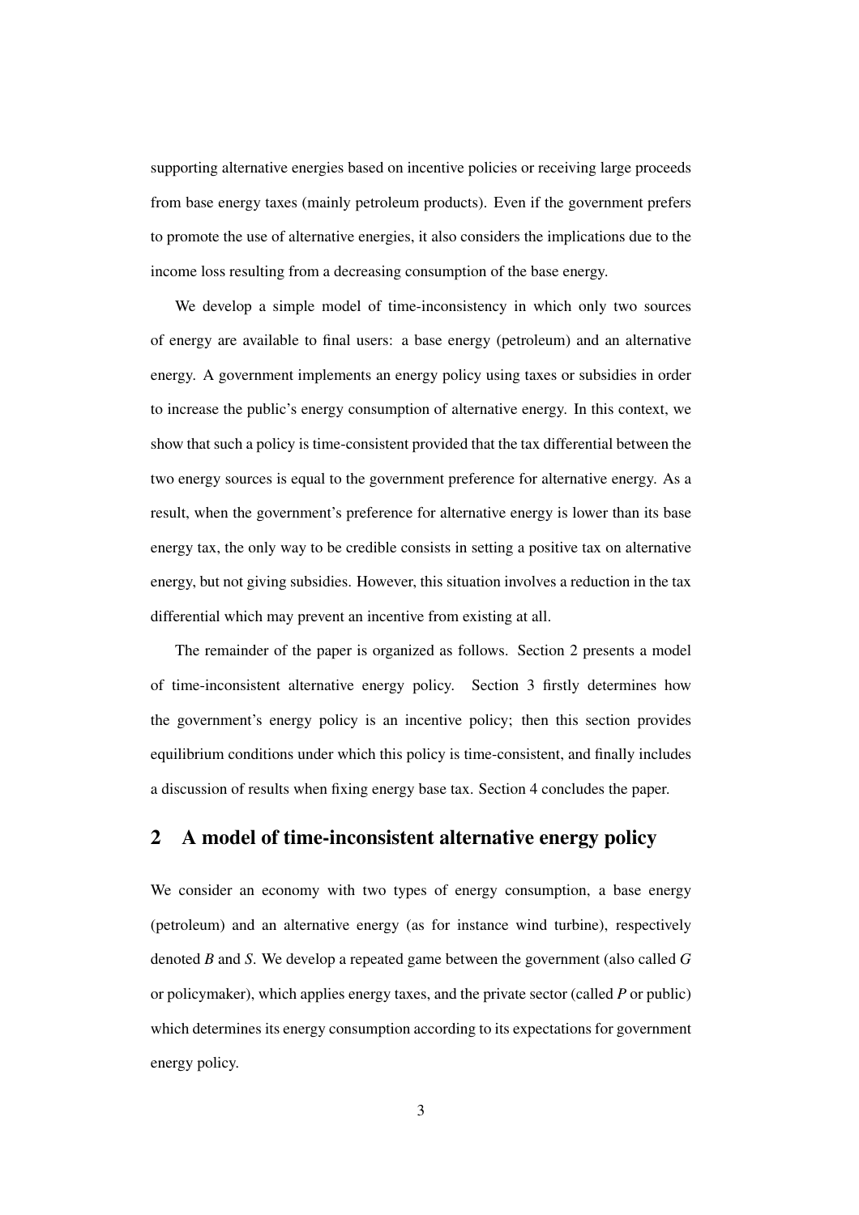supporting alternative energies based on incentive policies or receiving large proceeds from base energy taxes (mainly petroleum products). Even if the government prefers to promote the use of alternative energies, it also considers the implications due to the income loss resulting from a decreasing consumption of the base energy.

We develop a simple model of time-inconsistency in which only two sources of energy are available to final users: a base energy (petroleum) and an alternative energy. A government implements an energy policy using taxes or subsidies in order to increase the public's energy consumption of alternative energy. In this context, we show that such a policy is time-consistent provided that the tax differential between the two energy sources is equal to the government preference for alternative energy. As a result, when the government's preference for alternative energy is lower than its base energy tax, the only way to be credible consists in setting a positive tax on alternative energy, but not giving subsidies. However, this situation involves a reduction in the tax differential which may prevent an incentive from existing at all.

The remainder of the paper is organized as follows. Section 2 presents a model of time-inconsistent alternative energy policy. Section 3 firstly determines how the government's energy policy is an incentive policy; then this section provides equilibrium conditions under which this policy is time-consistent, and finally includes a discussion of results when fixing energy base tax. Section 4 concludes the paper.

## 2 A model of time-inconsistent alternative energy policy

We consider an economy with two types of energy consumption, a base energy (petroleum) and an alternative energy (as for instance wind turbine), respectively denoted *B* and *S*. We develop a repeated game between the government (also called *G* or policymaker), which applies energy taxes, and the private sector (called *P* or public) which determines its energy consumption according to its expectations for government energy policy.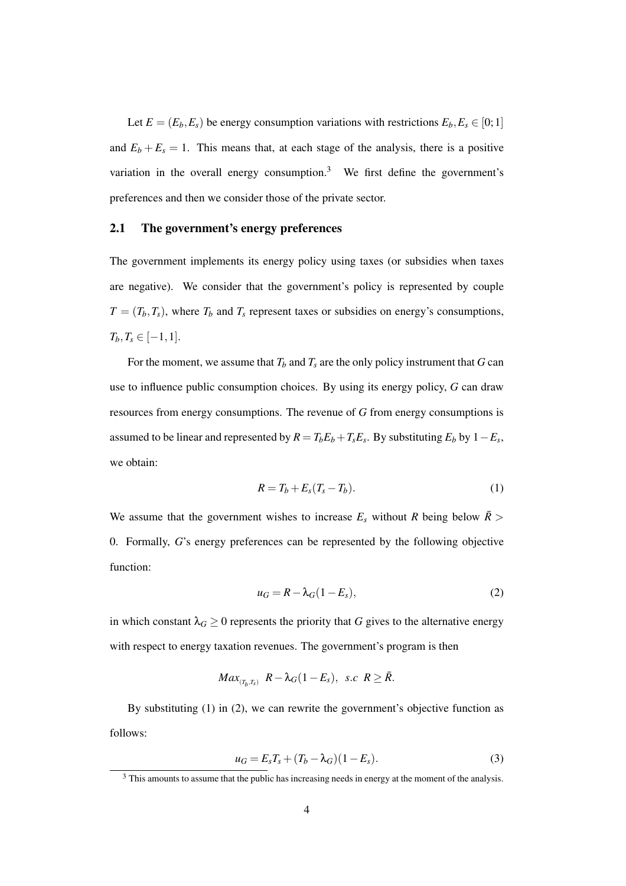Let $E = (E_b, E_s)$ be energy consumption variations with restrictions $E_b, E_s \in [0;1]$ and $E_b + E_s = 1$. This means that, at each stage of the analysis, there is a positive variation in the overall energy consumption.[3] We first define the government's preferences and then we consider those of the private sector.

## 2.1 The government's energy preferences

The government implements its energy policy using taxes (or subsidies when taxes are negative). We consider that the government's policy is represented by couple $T = (T_b, T_s)$, where $T_b$ and $T_s$ represent taxes or subsidies on energy's consumptions, $T_b, T_s \in [-1, 1]$.

For the moment, we assume that $T_b$ and $T_s$ are the only policy instrument that $G$ can use to influence public consumption choices. By using its energy policy, $G$ can draw resources from energy consumptions. The revenue of $G$ from energy consumptions is assumed to be linear and represented by $R = T_b E_b + T_s E_s$. By substituting $E_b$ by $1 - E_s$, we obtain:

$$R = T_b + E_s(T_s - T_b). \tag{1}$$

We assume that the government wishes to increase $E_s$ without $R$ being below $\bar{R} > 0$. Formally, $G$'s energy preferences can be represented by the following objective function:

$$u_G = R - \lambda_G(1 - E_s), \tag{2}$$

in which constant $\lambda_G \geq 0$ represents the priority that $G$ gives to the alternative energy with respect to energy taxation revenues. The government's program is then

$$Max_{(T_b, T_s)} \;\; R - \lambda_G(1 - E_s), \;\; s.c \;\; R \geq \bar{R}.$$

By substituting (1) in (2), we can rewrite the government's objective function as follows:

$$u_G = E_s T_s + (T_b - \lambda_G)(1 - E_s). \tag{3}$$

[3] This amounts to assume that the public has increasing needs in energy at the moment of the analysis.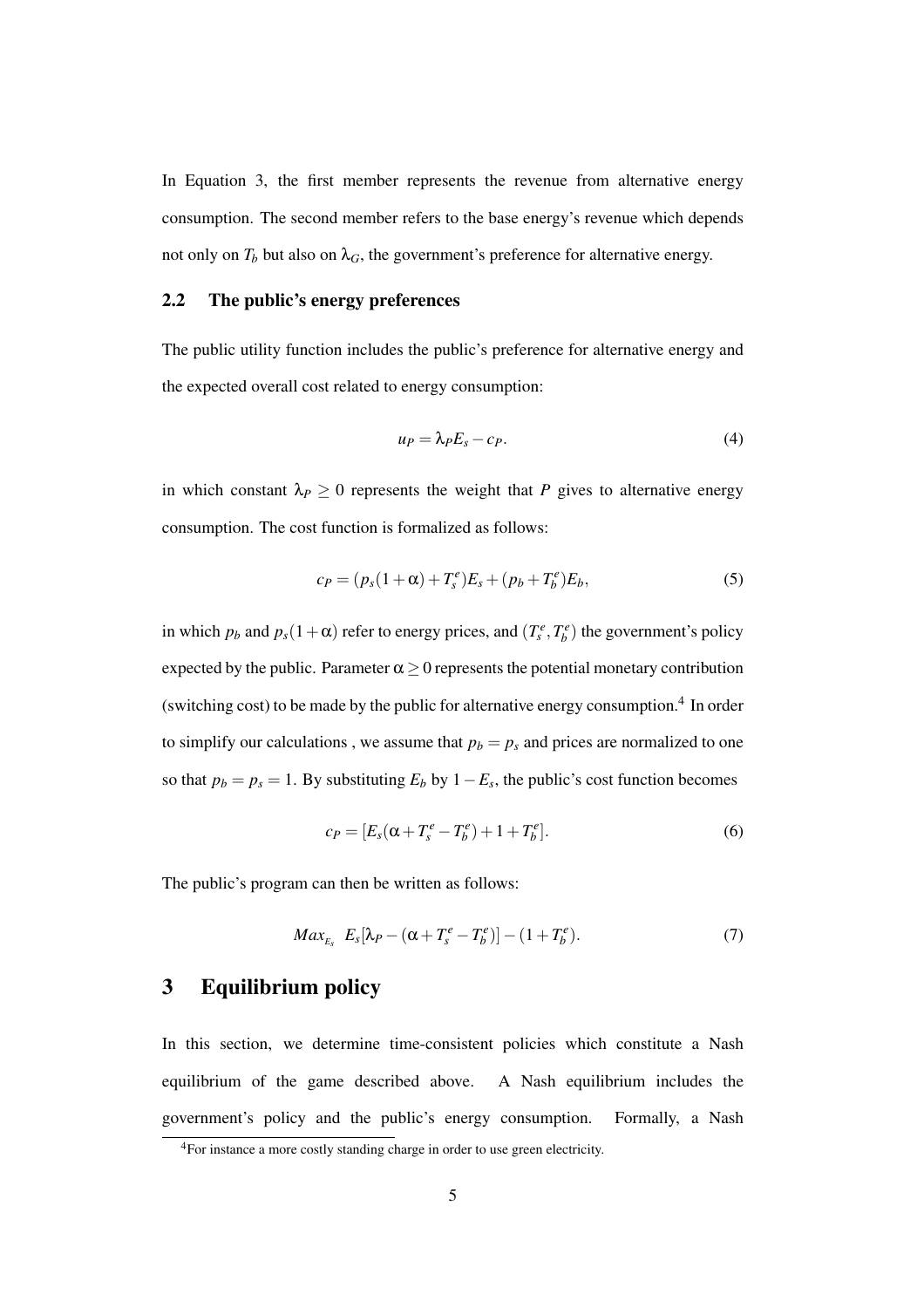In Equation 3, the first member represents the revenue from alternative energy consumption. The second member refers to the base energy's revenue which depends not only on $T_b$ but also on $\lambda_G$, the government's preference for alternative energy.

### 2.2 The public's energy preferences

The public utility function includes the public's preference for alternative energy and the expected overall cost related to energy consumption:

$$u_P = \lambda_P E_s - c_P. \tag{4}$$

in which constant $\lambda_P \geq 0$ represents the weight that $P$ gives to alternative energy consumption. The cost function is formalized as follows:

$$c_P = (p_s(1+\alpha) + T_s^e)E_s + (p_b + T_b^e)E_b, \tag{5}$$

in which $p_b$ and $p_s(1+\alpha)$ refer to energy prices, and $(T_s^e, T_b^e)$ the government's policy expected by the public. Parameter $\alpha \geq 0$ represents the potential monetary contribution (switching cost) to be made by the public for alternative energy consumption.[4] In order to simplify our calculations , we assume that $p_b = p_s$ and prices are normalized to one so that $p_b = p_s = 1$. By substituting $E_b$ by $1 - E_s$, the public's cost function becomes

$$c_P = [E_s(\alpha + T_s^e - T_b^e) + 1 + T_b^e]. \tag{6}$$

The public's program can then be written as follows:

$$Max_{E_s} \;\; E_s[\lambda_P - (\alpha + T_s^e - T_b^e)] - (1 + T_b^e). \tag{7}$$

## 3 Equilibrium policy

In this section, we determine time-consistent policies which constitute a Nash equilibrium of the game described above. A Nash equilibrium includes the government's policy and the public's energy consumption. Formally, a Nash

[4] For instance a more costly standing charge in order to use green electricity.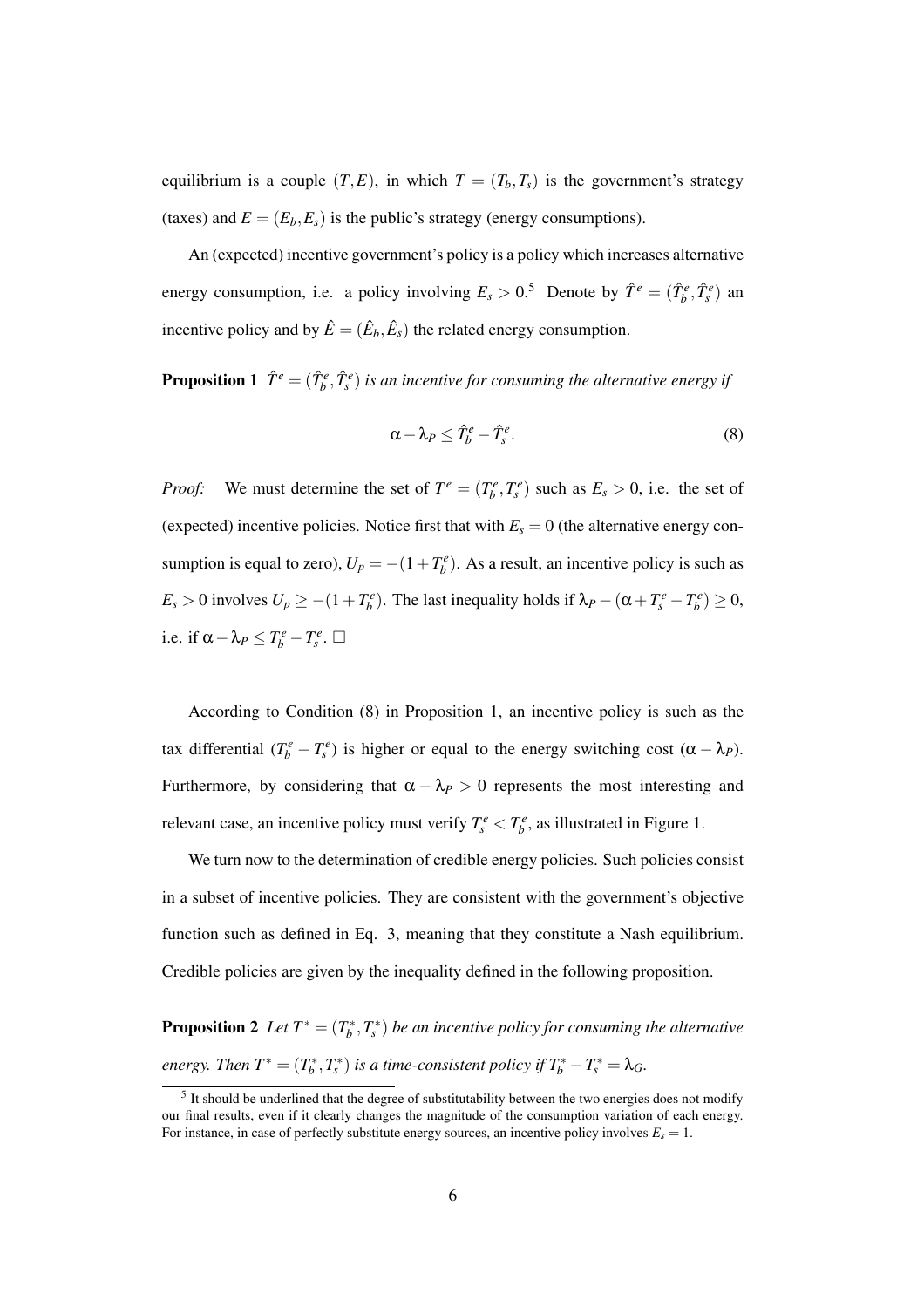equilibrium is a couple $(T, E)$, in which $T = (T_b, T_s)$ is the government's strategy (taxes) and $E = (E_b, E_s)$ is the public's strategy (energy consumptions).

An (expected) incentive government's policy is a policy which increases alternative energy consumption, i.e. a policy involving $E_s > 0$.[5] Denote by $\hat{T}^e = (\hat{T}_b^e, \hat{T}_s^e)$ an incentive policy and by $\hat{E} = (\hat{E}_b, \hat{E}_s)$ the related energy consumption.

**Proposition 1** *$\hat{T}^e = (\hat{T}_b^e, \hat{T}_s^e)$ is an incentive for consuming the alternative energy if*

$$\alpha - \lambda_P \leq \hat{T}_b^e - \hat{T}_s^e. \tag{8}$$

*Proof:* We must determine the set of $T^e = (T_b^e, T_s^e)$ such as $E_s > 0$, i.e. the set of (expected) incentive policies. Notice first that with $E_s = 0$ (the alternative energy consumption is equal to zero), $U_p = -(1 + T_b^e)$. As a result, an incentive policy is such as $E_s > 0$ involves $U_p \geq -(1 + T_b^e)$. The last inequality holds if $\lambda_P - (\alpha + T_s^e - T_b^e) \geq 0$, i.e. if $\alpha - \lambda_P \leq T_b^e - T_s^e$. $\square$

According to Condition (8) in Proposition 1, an incentive policy is such as the tax differential $(T_b^e - T_s^e)$ is higher or equal to the energy switching cost $(\alpha - \lambda_P)$. Furthermore, by considering that $\alpha - \lambda_P > 0$ represents the most interesting and relevant case, an incentive policy must verify $T_s^e < T_b^e$, as illustrated in Figure 1.

We turn now to the determination of credible energy policies. Such policies consist in a subset of incentive policies. They are consistent with the government's objective function such as defined in Eq. 3, meaning that they constitute a Nash equilibrium. Credible policies are given by the inequality defined in the following proposition.

**Proposition 2** *Let $T^* = (T_b^*, T_s^*)$ be an incentive policy for consuming the alternative energy. Then $T^* = (T_b^*, T_s^*)$ is a time-consistent policy if $T_b^* - T_s^* = \lambda_G$.*

[5] It should be underlined that the degree of substitutability between the two energies does not modify our final results, even if it clearly changes the magnitude of the consumption variation of each energy. For instance, in case of perfectly substitute energy sources, an incentive policy involves $E_s = 1$.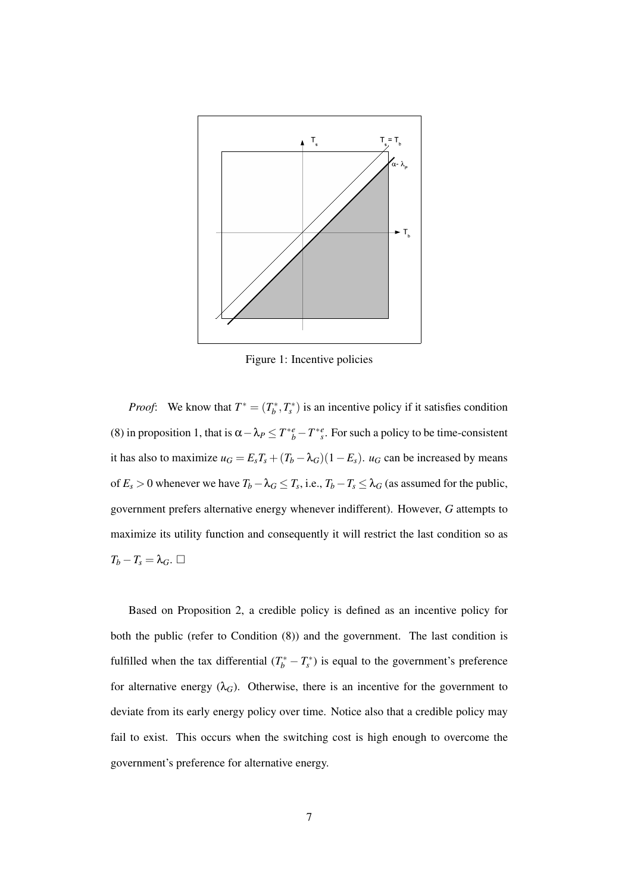Figure 1: Incentive policies

*Proof*: We know that $T^* = (T_b^*, T_s^*)$ is an incentive policy if it satisfies condition (8) in proposition 1, that is $\alpha - \lambda_P \leq T^{*e}_b - T^{*e}_s$. For such a policy to be time-consistent it has also to maximize $u_G = E_s T_s + (T_b - \lambda_G)(1 - E_s)$. $u_G$ can be increased by means of $E_s > 0$ whenever we have $T_b - \lambda_G \leq T_s$, i.e., $T_b - T_s \leq \lambda_G$ (as assumed for the public, government prefers alternative energy whenever indifferent). However, *G* attempts to maximize its utility function and consequently it will restrict the last condition so as $T_b - T_s = \lambda_G$. $\square$

Based on Proposition 2, a credible policy is defined as an incentive policy for both the public (refer to Condition (8)) and the government. The last condition is fulfilled when the tax differential $(T_b^* - T_s^*)$ is equal to the government's preference for alternative energy $(\lambda_G)$. Otherwise, there is an incentive for the government to deviate from its early energy policy over time. Notice also that a credible policy may fail to exist. This occurs when the switching cost is high enough to overcome the government's preference for alternative energy.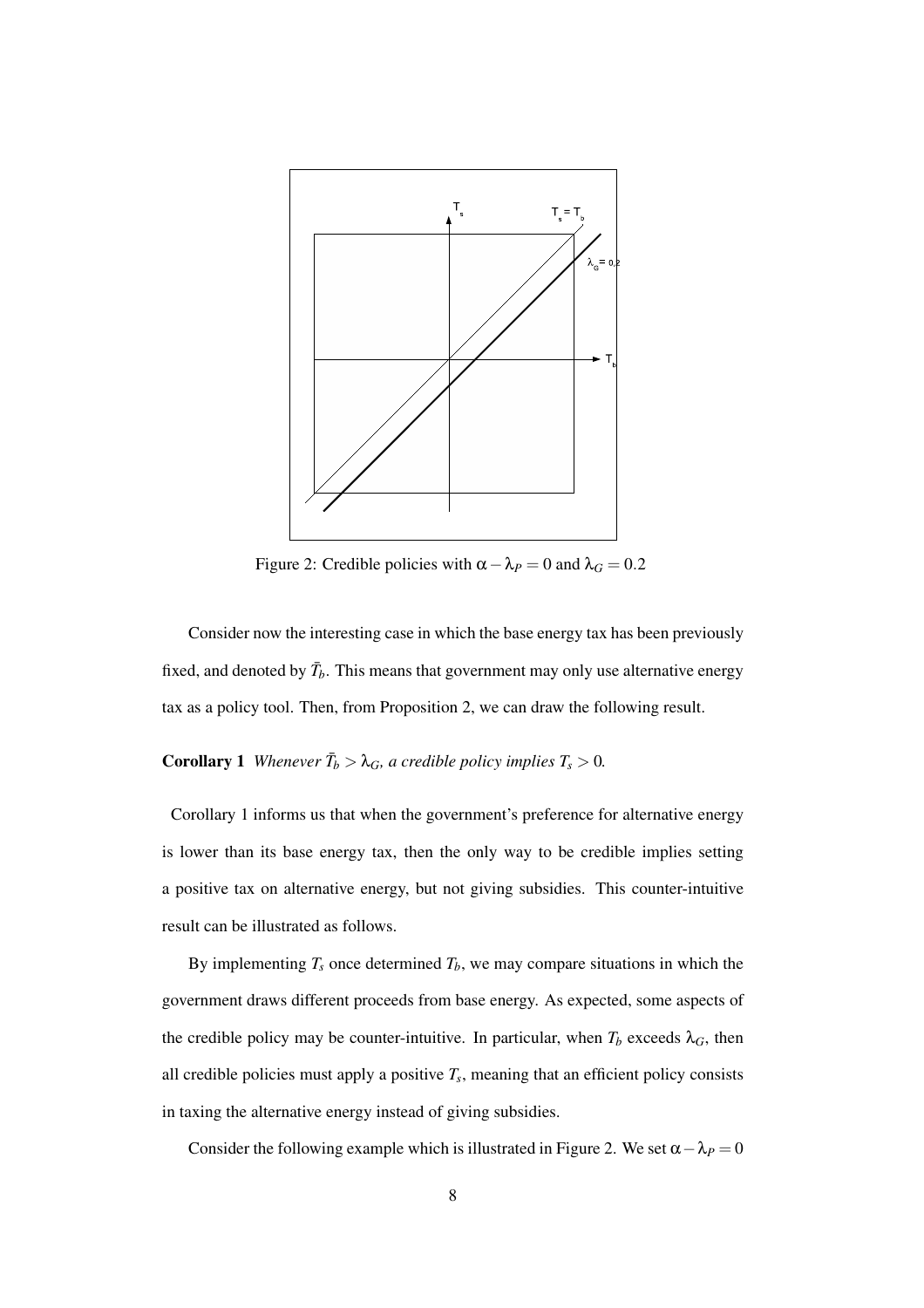Figure 2: Credible policies with $\alpha - \lambda_P = 0$ and $\lambda_G = 0.2$

Consider now the interesting case in which the base energy tax has been previously fixed, and denoted by $\bar{T}_b$. This means that government may only use alternative energy tax as a policy tool. Then, from Proposition 2, we can draw the following result.

**Corollary 1** *Whenever $\bar{T}_b > \lambda_G$, a credible policy implies $T_s > 0$.*

Corollary 1 informs us that when the government's preference for alternative energy is lower than its base energy tax, then the only way to be credible implies setting a positive tax on alternative energy, but not giving subsidies. This counter-intuitive result can be illustrated as follows.

By implementing $T_s$ once determined $T_b$, we may compare situations in which the government draws different proceeds from base energy. As expected, some aspects of the credible policy may be counter-intuitive. In particular, when $T_b$ exceeds $\lambda_G$, then all credible policies must apply a positive $T_s$, meaning that an efficient policy consists in taxing the alternative energy instead of giving subsidies.

Consider the following example which is illustrated in Figure 2. We set $\alpha - \lambda_P = 0$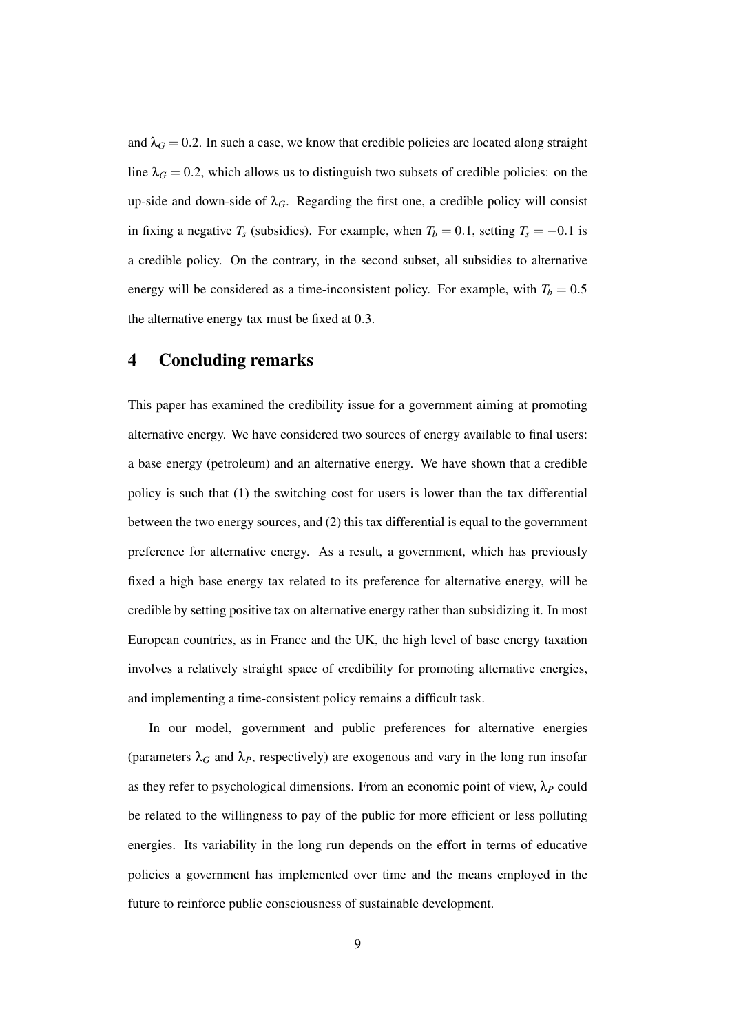and $\lambda_G = 0.2$. In such a case, we know that credible policies are located along straight line $\lambda_G = 0.2$, which allows us to distinguish two subsets of credible policies: on the up-side and down-side of $\lambda_G$. Regarding the first one, a credible policy will consist in fixing a negative $T_s$ (subsidies). For example, when $T_b = 0.1$, setting $T_s = -0.1$ is a credible policy. On the contrary, in the second subset, all subsidies to alternative energy will be considered as a time-inconsistent policy. For example, with $T_b = 0.5$ the alternative energy tax must be fixed at 0.3.

## 4 Concluding remarks

This paper has examined the credibility issue for a government aiming at promoting alternative energy. We have considered two sources of energy available to final users: a base energy (petroleum) and an alternative energy. We have shown that a credible policy is such that (1) the switching cost for users is lower than the tax differential between the two energy sources, and (2) this tax differential is equal to the government preference for alternative energy. As a result, a government, which has previously fixed a high base energy tax related to its preference for alternative energy, will be credible by setting positive tax on alternative energy rather than subsidizing it. In most European countries, as in France and the UK, the high level of base energy taxation involves a relatively straight space of credibility for promoting alternative energies, and implementing a time-consistent policy remains a difficult task.

In our model, government and public preferences for alternative energies (parameters $\lambda_G$ and $\lambda_P$, respectively) are exogenous and vary in the long run insofar as they refer to psychological dimensions. From an economic point of view, $\lambda_P$ could be related to the willingness to pay of the public for more efficient or less polluting energies. Its variability in the long run depends on the effort in terms of educative policies a government has implemented over time and the means employed in the future to reinforce public consciousness of sustainable development.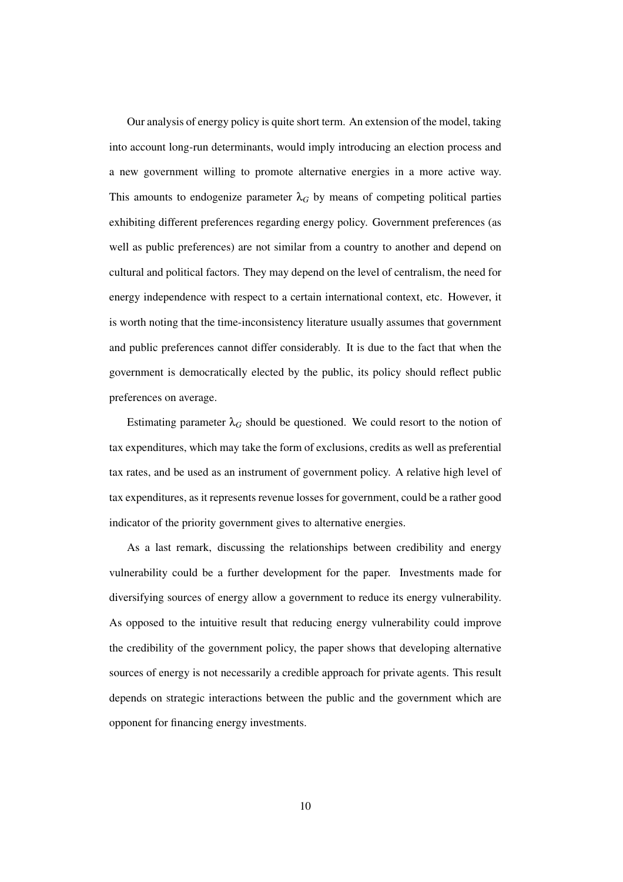Our analysis of energy policy is quite short term. An extension of the model, taking into account long-run determinants, would imply introducing an election process and a new government willing to promote alternative energies in a more active way. This amounts to endogenize parameter $\lambda_G$ by means of competing political parties exhibiting different preferences regarding energy policy. Government preferences (as well as public preferences) are not similar from a country to another and depend on cultural and political factors. They may depend on the level of centralism, the need for energy independence with respect to a certain international context, etc. However, it is worth noting that the time-inconsistency literature usually assumes that government and public preferences cannot differ considerably. It is due to the fact that when the government is democratically elected by the public, its policy should reflect public preferences on average.

Estimating parameter $\lambda_G$ should be questioned. We could resort to the notion of tax expenditures, which may take the form of exclusions, credits as well as preferential tax rates, and be used as an instrument of government policy. A relative high level of tax expenditures, as it represents revenue losses for government, could be a rather good indicator of the priority government gives to alternative energies.

As a last remark, discussing the relationships between credibility and energy vulnerability could be a further development for the paper. Investments made for diversifying sources of energy allow a government to reduce its energy vulnerability. As opposed to the intuitive result that reducing energy vulnerability could improve the credibility of the government policy, the paper shows that developing alternative sources of energy is not necessarily a credible approach for private agents. This result depends on strategic interactions between the public and the government which are opponent for financing energy investments.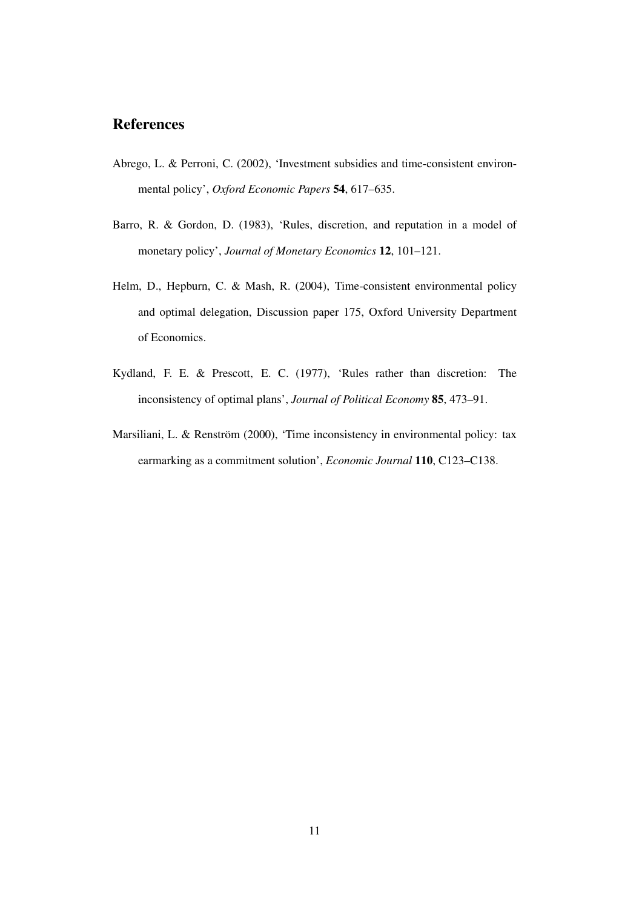## References

Abrego, L. & Perroni, C. (2002), 'Investment subsidies and time-consistent environmental policy', *Oxford Economic Papers* **54**, 617–635.

Barro, R. & Gordon, D. (1983), 'Rules, discretion, and reputation in a model of monetary policy', *Journal of Monetary Economics* **12**, 101–121.

Helm, D., Hepburn, C. & Mash, R. (2004), Time-consistent environmental policy and optimal delegation, Discussion paper 175, Oxford University Department of Economics.

Kydland, F. E. & Prescott, E. C. (1977), 'Rules rather than discretion: The inconsistency of optimal plans', *Journal of Political Economy* **85**, 473–91.

Marsiliani, L. & Renström (2000), 'Time inconsistency in environmental policy: tax earmarking as a commitment solution', *Economic Journal* **110**, C123–C138.